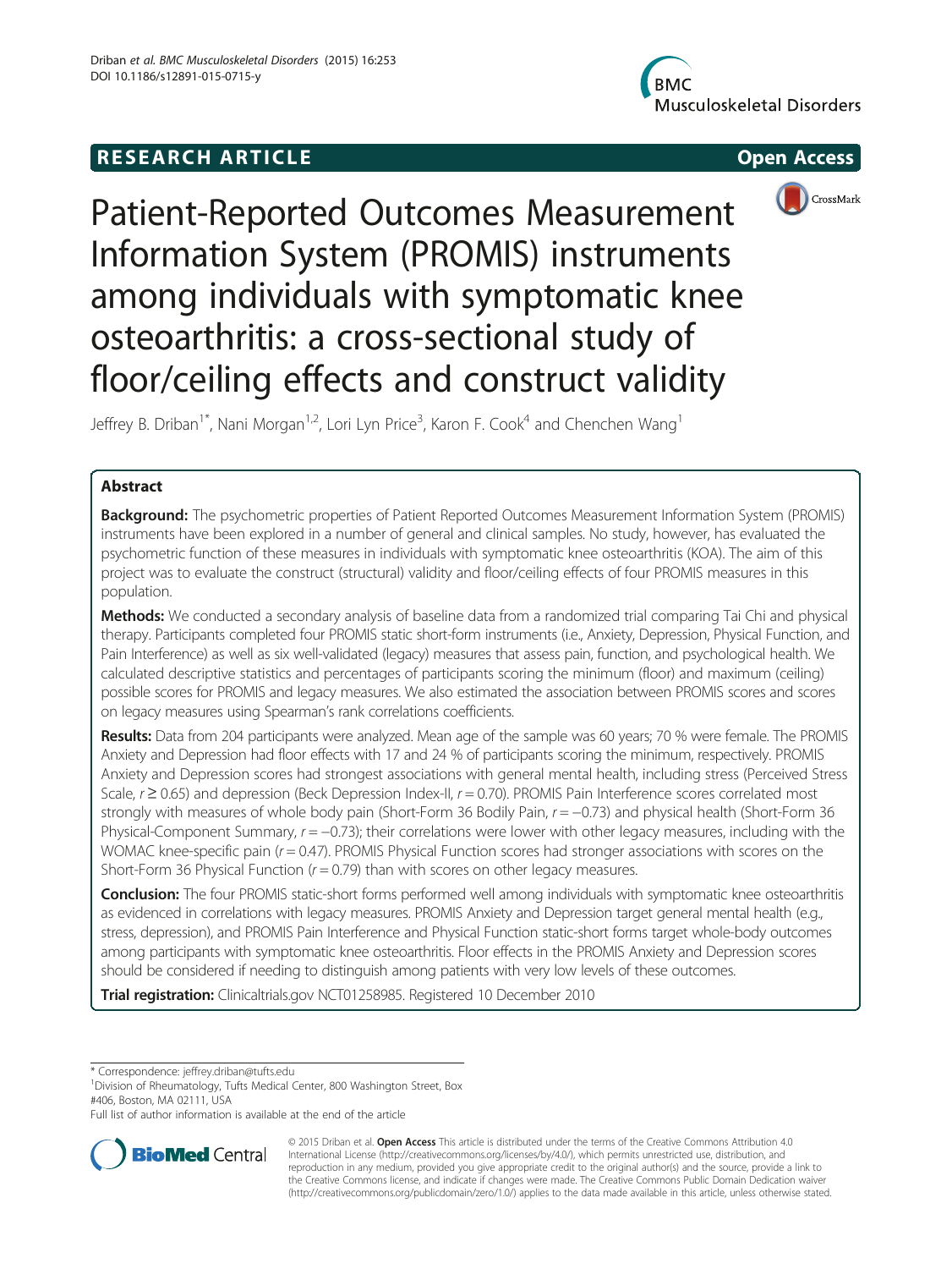RESEARCH ARTICLE

Open Access

# Patient-Reported Outcomes Measurement Information System (PROMIS) instruments among individuals with symptomatic knee osteoarthritis: a cross-sectional study of floor/ceiling effects and construct validity

Jeffrey B. Driban[1*], Nani Morgan[1,2], Lori Lyn Price[3], Karon F. Cook[4] and Chenchen Wang[1]

## Abstract

**Background:** The psychometric properties of Patient Reported Outcomes Measurement Information System (PROMIS) instruments have been explored in a number of general and clinical samples. No study, however, has evaluated the psychometric function of these measures in individuals with symptomatic knee osteoarthritis (KOA). The aim of this project was to evaluate the construct (structural) validity and floor/ceiling effects of four PROMIS measures in this population.

**Methods:** We conducted a secondary analysis of baseline data from a randomized trial comparing Tai Chi and physical therapy. Participants completed four PROMIS static short-form instruments (i.e., Anxiety, Depression, Physical Function, and Pain Interference) as well as six well-validated (legacy) measures that assess pain, function, and psychological health. We calculated descriptive statistics and percentages of participants scoring the minimum (floor) and maximum (ceiling) possible scores for PROMIS and legacy measures. We also estimated the association between PROMIS scores and scores on legacy measures using Spearman's rank correlations coefficients.

**Results:** Data from 204 participants were analyzed. Mean age of the sample was 60 years; 70 % were female. The PROMIS Anxiety and Depression had floor effects with 17 and 24 % of participants scoring the minimum, respectively. PROMIS Anxiety and Depression scores had strongest associations with general mental health, including stress (Perceived Stress Scale, $r \geq 0.65$) and depression (Beck Depression Index-II, $r = 0.70$). PROMIS Pain Interference scores correlated most strongly with measures of whole body pain (Short-Form 36 Bodily Pain, $r = -0.73$) and physical health (Short-Form 36 Physical-Component Summary, $r = -0.73$); their correlations were lower with other legacy measures, including with the WOMAC knee-specific pain ($r = 0.47$). PROMIS Physical Function scores had stronger associations with scores on the Short-Form 36 Physical Function ($r = 0.79$) than with scores on other legacy measures.

**Conclusion:** The four PROMIS static-short forms performed well among individuals with symptomatic knee osteoarthritis as evidenced in correlations with legacy measures. PROMIS Anxiety and Depression target general mental health (e.g., stress, depression), and PROMIS Pain Interference and Physical Function static-short forms target whole-body outcomes among participants with symptomatic knee osteoarthritis. Floor effects in the PROMIS Anxiety and Depression scores should be considered if needing to distinguish among patients with very low levels of these outcomes.

**Trial registration:** Clinicaltrials.gov NCT01258985. Registered 10 December 2010

---

* Correspondence: jeffrey.driban@tufts.edu
[1]Division of Rheumatology, Tufts Medical Center, 800 Washington Street, Box #406, Boston, MA 02111, USA
Full list of author information is available at the end of the article

© 2015 Driban et al. **Open Access** This article is distributed under the terms of the Creative Commons Attribution 4.0 International License (http://creativecommons.org/licenses/by/4.0/), which permits unrestricted use, distribution, and reproduction in any medium, provided you give appropriate credit to the original author(s) and the source, provide a link to the Creative Commons license, and indicate if changes were made. The Creative Commons Public Domain Dedication waiver (http://creativecommons.org/publicdomain/zero/1.0/) applies to the data made available in this article, unless otherwise stated.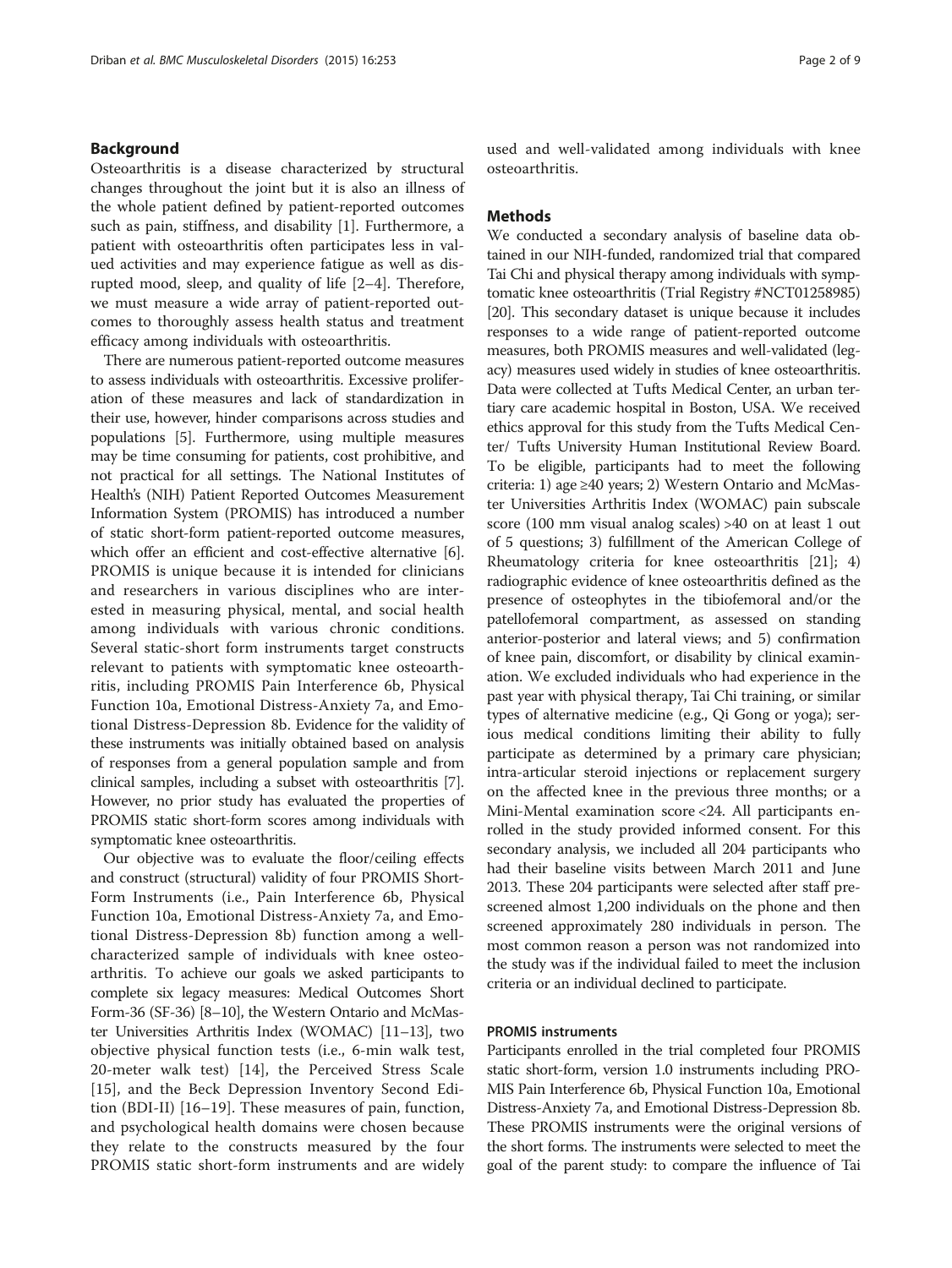## Background

Osteoarthritis is a disease characterized by structural changes throughout the joint but it is also an illness of the whole patient defined by patient-reported outcomes such as pain, stiffness, and disability [1]. Furthermore, a patient with osteoarthritis often participates less in valued activities and may experience fatigue as well as disrupted mood, sleep, and quality of life [2–4]. Therefore, we must measure a wide array of patient-reported outcomes to thoroughly assess health status and treatment efficacy among individuals with osteoarthritis.

There are numerous patient-reported outcome measures to assess individuals with osteoarthritis. Excessive proliferation of these measures and lack of standardization in their use, however, hinder comparisons across studies and populations [5]. Furthermore, using multiple measures may be time consuming for patients, cost prohibitive, and not practical for all settings. The National Institutes of Health's (NIH) Patient Reported Outcomes Measurement Information System (PROMIS) has introduced a number of static short-form patient-reported outcome measures, which offer an efficient and cost-effective alternative [6]. PROMIS is unique because it is intended for clinicians and researchers in various disciplines who are interested in measuring physical, mental, and social health among individuals with various chronic conditions. Several static-short form instruments target constructs relevant to patients with symptomatic knee osteoarthritis, including PROMIS Pain Interference 6b, Physical Function 10a, Emotional Distress-Anxiety 7a, and Emotional Distress-Depression 8b. Evidence for the validity of these instruments was initially obtained based on analysis of responses from a general population sample and from clinical samples, including a subset with osteoarthritis [7]. However, no prior study has evaluated the properties of PROMIS static short-form scores among individuals with symptomatic knee osteoarthritis.

Our objective was to evaluate the floor/ceiling effects and construct (structural) validity of four PROMIS Short-Form Instruments (i.e., Pain Interference 6b, Physical Function 10a, Emotional Distress-Anxiety 7a, and Emotional Distress-Depression 8b) function among a well-characterized sample of individuals with knee osteoarthritis. To achieve our goals we asked participants to complete six legacy measures: Medical Outcomes Short Form-36 (SF-36) [8–10], the Western Ontario and McMaster Universities Arthritis Index (WOMAC) [11–13], two objective physical function tests (i.e., 6-min walk test, 20-meter walk test) [14], the Perceived Stress Scale [15], and the Beck Depression Inventory Second Edition (BDI-II) [16–19]. These measures of pain, function, and psychological health domains were chosen because they relate to the constructs measured by the four PROMIS static short-form instruments and are widely used and well-validated among individuals with knee osteoarthritis.

## Methods

We conducted a secondary analysis of baseline data obtained in our NIH-funded, randomized trial that compared Tai Chi and physical therapy among individuals with symptomatic knee osteoarthritis (Trial Registry #NCT01258985) [20]. This secondary dataset is unique because it includes responses to a wide range of patient-reported outcome measures, both PROMIS measures and well-validated (legacy) measures used widely in studies of knee osteoarthritis. Data were collected at Tufts Medical Center, an urban tertiary care academic hospital in Boston, USA. We received ethics approval for this study from the Tufts Medical Center/ Tufts University Human Institutional Review Board. To be eligible, participants had to meet the following criteria: 1) age ≥40 years; 2) Western Ontario and McMaster Universities Arthritis Index (WOMAC) pain subscale score (100 mm visual analog scales) >40 on at least 1 out of 5 questions; 3) fulfillment of the American College of Rheumatology criteria for knee osteoarthritis [21]; 4) radiographic evidence of knee osteoarthritis defined as the presence of osteophytes in the tibiofemoral and/or the patellofemoral compartment, as assessed on standing anterior-posterior and lateral views; and 5) confirmation of knee pain, discomfort, or disability by clinical examination. We excluded individuals who had experience in the past year with physical therapy, Tai Chi training, or similar types of alternative medicine (e.g., Qi Gong or yoga); serious medical conditions limiting their ability to fully participate as determined by a primary care physician; intra-articular steroid injections or replacement surgery on the affected knee in the previous three months; or a Mini-Mental examination score <24. All participants enrolled in the study provided informed consent. For this secondary analysis, we included all 204 participants who had their baseline visits between March 2011 and June 2013. These 204 participants were selected after staff prescreened almost 1,200 individuals on the phone and then screened approximately 280 individuals in person. The most common reason a person was not randomized into the study was if the individual failed to meet the inclusion criteria or an individual declined to participate.

### PROMIS instruments

Participants enrolled in the trial completed four PROMIS static short-form, version 1.0 instruments including PROMIS Pain Interference 6b, Physical Function 10a, Emotional Distress-Anxiety 7a, and Emotional Distress-Depression 8b. These PROMIS instruments were the original versions of the short forms. The instruments were selected to meet the goal of the parent study: to compare the influence of Tai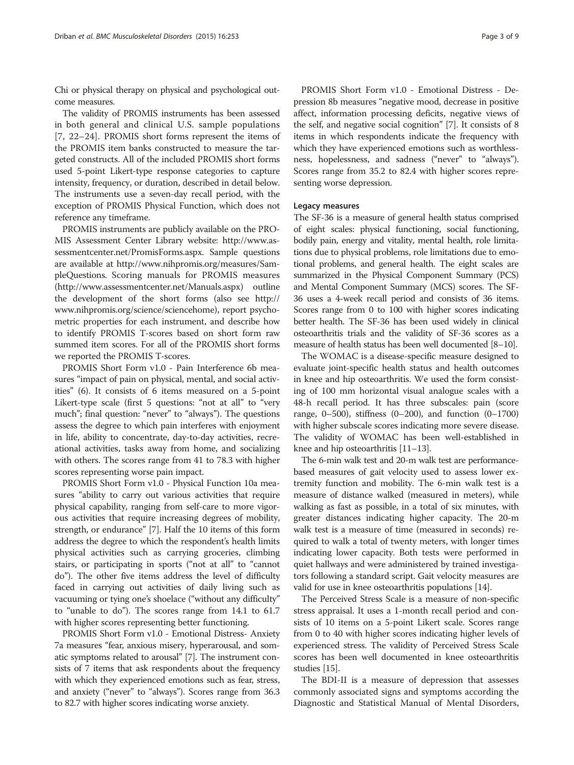Chi or physical therapy on physical and psychological outcome measures.

The validity of PROMIS instruments has been assessed in both general and clinical U.S. sample populations [7, 22–24]. PROMIS short forms represent the items of the PROMIS item banks constructed to measure the targeted constructs. All of the included PROMIS short forms used 5-point Likert-type response categories to capture intensity, frequency, or duration, described in detail below. The instruments use a seven-day recall period, with the exception of PROMIS Physical Function, which does not reference any timeframe.

PROMIS instruments are publicly available on the PROMIS Assessment Center Library website: http://www.assessmentcenter.net/PromisForms.aspx. Sample questions are available at http://www.nihpromis.org/measures/SampleQuestions. Scoring manuals for PROMIS measures (http://www.assessmentcenter.net/Manuals.aspx) outline the development of the short forms (also see http://www.nihpromis.org/science/sciencehome), report psychometric properties for each instrument, and describe how to identify PROMIS T-scores based on short form raw summed item scores. For all of the PROMIS short forms we reported the PROMIS T-scores.

PROMIS Short Form v1.0 - Pain Interference 6b measures "impact of pain on physical, mental, and social activities" (6). It consists of 6 items measured on a 5-point Likert-type scale (first 5 questions: "not at all" to "very much"; final question: "never" to "always"). The questions assess the degree to which pain interferes with enjoyment in life, ability to concentrate, day-to-day activities, recreational activities, tasks away from home, and socializing with others. The scores range from 41 to 78.3 with higher scores representing worse pain impact.

PROMIS Short Form v1.0 - Physical Function 10a measures "ability to carry out various activities that require physical capability, ranging from self-care to more vigorous activities that require increasing degrees of mobility, strength, or endurance" [7]. Half the 10 items of this form address the degree to which the respondent's health limits physical activities such as carrying groceries, climbing stairs, or participating in sports ("not at all" to "cannot do"). The other five items address the level of difficulty faced in carrying out activities of daily living such as vacuuming or tying one's shoelace ("without any difficulty" to "unable to do"). The scores range from 14.1 to 61.7 with higher scores representing better functioning.

PROMIS Short Form v1.0 - Emotional Distress- Anxiety 7a measures "fear, anxious misery, hyperarousal, and somatic symptoms related to arousal" [7]. The instrument consists of 7 items that ask respondents about the frequency with which they experienced emotions such as fear, stress, and anxiety ("never" to "always"). Scores range from 36.3 to 82.7 with higher scores indicating worse anxiety.

PROMIS Short Form v1.0 - Emotional Distress - Depression 8b measures "negative mood, decrease in positive affect, information processing deficits, negative views of the self, and negative social cognition" [7]. It consists of 8 items in which respondents indicate the frequency with which they have experienced emotions such as worthlessness, hopelessness, and sadness ("never" to "always"). Scores range from 35.2 to 82.4 with higher scores representing worse depression.

#### Legacy measures

The SF-36 is a measure of general health status comprised of eight scales: physical functioning, social functioning, bodily pain, energy and vitality, mental health, role limitations due to physical problems, role limitations due to emotional problems, and general health. The eight scales are summarized in the Physical Component Summary (PCS) and Mental Component Summary (MCS) scores. The SF-36 uses a 4-week recall period and consists of 36 items. Scores range from 0 to 100 with higher scores indicating better health. The SF-36 has been used widely in clinical osteoarthritis trials and the validity of SF-36 scores as a measure of health status has been well documented [8–10].

The WOMAC is a disease-specific measure designed to evaluate joint-specific health status and health outcomes in knee and hip osteoarthritis. We used the form consisting of 100 mm horizontal visual analogue scales with a 48-h recall period. It has three subscales: pain (score range, 0–500), stiffness (0–200), and function (0–1700) with higher subscale scores indicating more severe disease. The validity of WOMAC has been well-established in knee and hip osteoarthritis [11–13].

The 6-min walk test and 20-m walk test are performance-based measures of gait velocity used to assess lower extremity function and mobility. The 6-min walk test is a measure of distance walked (measured in meters), while walking as fast as possible, in a total of six minutes, with greater distances indicating higher capacity. The 20-m walk test is a measure of time (measured in seconds) required to walk a total of twenty meters, with longer times indicating lower capacity. Both tests were performed in quiet hallways and were administered by trained investigators following a standard script. Gait velocity measures are valid for use in knee osteoarthritis populations [14].

The Perceived Stress Scale is a measure of non-specific stress appraisal. It uses a 1-month recall period and consists of 10 items on a 5-point Likert scale. Scores range from 0 to 40 with higher scores indicating higher levels of experienced stress. The validity of Perceived Stress Scale scores has been well documented in knee osteoarthritis studies [15].

The BDI-II is a measure of depression that assesses commonly associated signs and symptoms according the Diagnostic and Statistical Manual of Mental Disorders,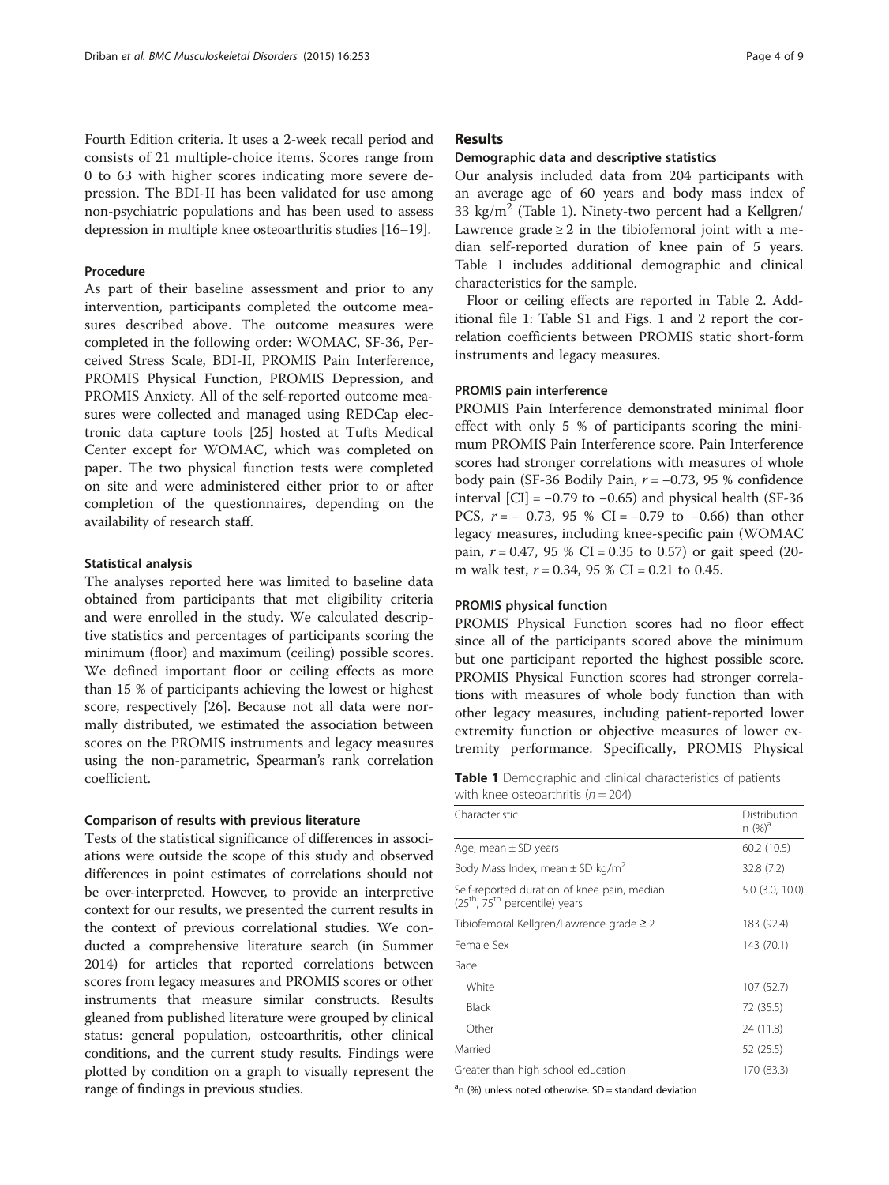Fourth Edition criteria. It uses a 2-week recall period and consists of 21 multiple-choice items. Scores range from 0 to 63 with higher scores indicating more severe depression. The BDI-II has been validated for use among non-psychiatric populations and has been used to assess depression in multiple knee osteoarthritis studies [16–19].

### Procedure

As part of their baseline assessment and prior to any intervention, participants completed the outcome measures described above. The outcome measures were completed in the following order: WOMAC, SF-36, Perceived Stress Scale, BDI-II, PROMIS Pain Interference, PROMIS Physical Function, PROMIS Depression, and PROMIS Anxiety. All of the self-reported outcome measures were collected and managed using REDCap electronic data capture tools [25] hosted at Tufts Medical Center except for WOMAC, which was completed on paper. The two physical function tests were completed on site and were administered either prior to or after completion of the questionnaires, depending on the availability of research staff.

### Statistical analysis

The analyses reported here was limited to baseline data obtained from participants that met eligibility criteria and were enrolled in the study. We calculated descriptive statistics and percentages of participants scoring the minimum (floor) and maximum (ceiling) possible scores. We defined important floor or ceiling effects as more than 15 % of participants achieving the lowest or highest score, respectively [26]. Because not all data were normally distributed, we estimated the association between scores on the PROMIS instruments and legacy measures using the non-parametric, Spearman's rank correlation coefficient.

### Comparison of results with previous literature

Tests of the statistical significance of differences in associations were outside the scope of this study and observed differences in point estimates of correlations should not be over-interpreted. However, to provide an interpretive context for our results, we presented the current results in the context of previous correlational studies. We conducted a comprehensive literature search (in Summer 2014) for articles that reported correlations between scores from legacy measures and PROMIS scores or other instruments that measure similar constructs. Results gleaned from published literature were grouped by clinical status: general population, osteoarthritis, other clinical conditions, and the current study results. Findings were plotted by condition on a graph to visually represent the range of findings in previous studies.

## Results

### Demographic data and descriptive statistics

Our analysis included data from 204 participants with an average age of 60 years and body mass index of 33 kg/m$^2$ (Table 1). Ninety-two percent had a Kellgren/Lawrence grade ≥ 2 in the tibiofemoral joint with a median self-reported duration of knee pain of 5 years. Table 1 includes additional demographic and clinical characteristics for the sample.

Floor or ceiling effects are reported in Table 2. Additional file 1: Table S1 and Figs. 1 and 2 report the correlation coefficients between PROMIS static short-form instruments and legacy measures.

### PROMIS pain interference

PROMIS Pain Interference demonstrated minimal floor effect with only 5 % of participants scoring the minimum PROMIS Pain Interference score. Pain Interference scores had stronger correlations with measures of whole body pain (SF-36 Bodily Pain, $r = -0.73$, 95 % confidence interval [CI] = −0.79 to −0.65) and physical health (SF-36 PCS, $r = -0.73$, 95 % CI = −0.79 to −0.66) than other legacy measures, including knee-specific pain (WOMAC pain, $r = 0.47$, 95 % CI = 0.35 to 0.57) or gait speed (20-m walk test, $r = 0.34$, 95 % CI = 0.21 to 0.45.

### PROMIS physical function

PROMIS Physical Function scores had no floor effect since all of the participants scored above the minimum but one participant reported the highest possible score. PROMIS Physical Function scores had stronger correlations with measures of whole body function than with other legacy measures, including patient-reported lower extremity function or objective measures of lower extremity performance. Specifically, PROMIS Physical

**Table 1** Demographic and clinical characteristics of patients with knee osteoarthritis ($n = 204$)

| Characteristic | Distribution n (%)[a] |
|---|---|
| Age, mean ± SD years | 60.2 (10.5) |
| Body Mass Index, mean ± SD kg/m$^2$ | 32.8 (7.2) |
| Self-reported duration of knee pain, median (25$^{th}$, 75$^{th}$ percentile) years | 5.0 (3.0, 10.0) |
| Tibiofemoral Kellgren/Lawrence grade ≥ 2 | 183 (92.4) |
| Female Sex | 143 (70.1) |
| Race | |
| White | 107 (52.7) |
| Black | 72 (35.5) |
| Other | 24 (11.8) |
| Married | 52 (25.5) |
| Greater than high school education | 170 (83.3) |

[a]n (%) unless noted otherwise. SD = standard deviation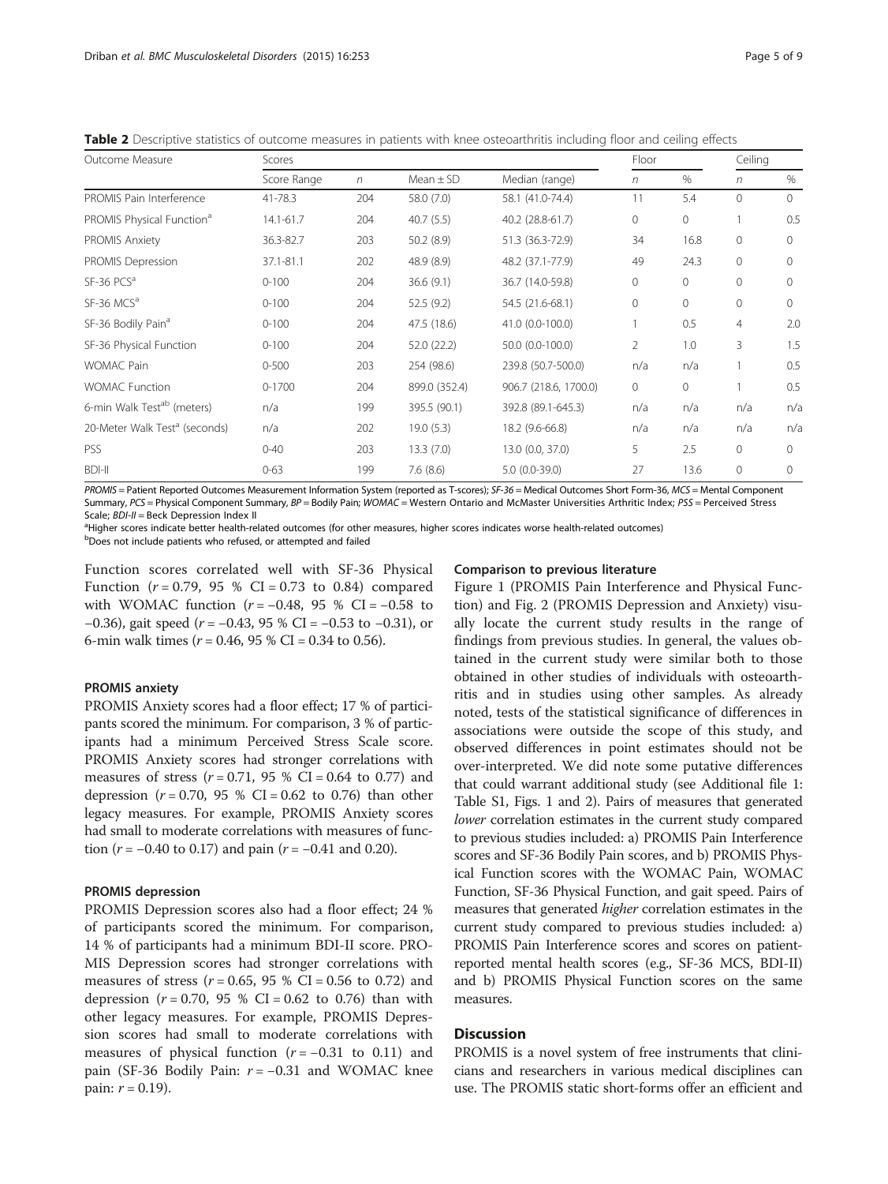**Table 2** Descriptive statistics of outcome measures in patients with knee osteoarthritis including floor and ceiling effects

| Outcome Measure | Scores | | | | Floor | | Ceiling | |
|---|---|---|---|---|---|---|---|---|
| | Score Range | n | Mean ± SD | Median (range) | n | % | n | % |
| PROMIS Pain Interference | 41-78.3 | 204 | 58.0 (7.0) | 58.1 (41.0-74.4) | 11 | 5.4 | 0 | 0 |
| PROMIS Physical Function[a] | 14.1-61.7 | 204 | 40.7 (5.5) | 40.2 (28.8-61.7) | 0 | 0 | 1 | 0.5 |
| PROMIS Anxiety | 36.3-82.7 | 203 | 50.2 (8.9) | 51.3 (36.3-72.9) | 34 | 16.8 | 0 | 0 |
| PROMIS Depression | 37.1-81.1 | 202 | 48.9 (8.9) | 48.2 (37.1-77.9) | 49 | 24.3 | 0 | 0 |
| SF-36 PCS[a] | 0-100 | 204 | 36.6 (9.1) | 36.7 (14.0-59.8) | 0 | 0 | 0 | 0 |
| SF-36 MCS[a] | 0-100 | 204 | 52.5 (9.2) | 54.5 (21.6-68.1) | 0 | 0 | 0 | 0 |
| SF-36 Bodily Pain[a] | 0-100 | 204 | 47.5 (18.6) | 41.0 (0.0-100.0) | 1 | 0.5 | 4 | 2.0 |
| SF-36 Physical Function | 0-100 | 204 | 52.0 (22.2) | 50.0 (0.0-100.0) | 2 | 1.0 | 3 | 1.5 |
| WOMAC Pain | 0-500 | 203 | 254 (98.6) | 239.8 (50.7-500.0) | n/a | n/a | 1 | 0.5 |
| WOMAC Function | 0-1700 | 204 | 899.0 (352.4) | 906.7 (218.6, 1700.0) | 0 | 0 | 1 | 0.5 |
| 6-min Walk Test[ab] (meters) | n/a | 199 | 395.5 (90.1) | 392.8 (89.1-645.3) | n/a | n/a | n/a | n/a |
| 20-Meter Walk Test[a] (seconds) | n/a | 202 | 19.0 (5.3) | 18.2 (9.6-66.8) | n/a | n/a | n/a | n/a |
| PSS | 0-40 | 203 | 13.3 (7.0) | 13.0 (0.0, 37.0) | 5 | 2.5 | 0 | 0 |
| BDI-II | 0-63 | 199 | 7.6 (8.6) | 5.0 (0.0-39.0) | 27 | 13.6 | 0 | 0 |

*PROMIS* = Patient Reported Outcomes Measurement Information System (reported as T-scores); *SF-36* = Medical Outcomes Short Form-36, *MCS* = Mental Component Summary, *PCS* = Physical Component Summary, *BP* = Bodily Pain; *WOMAC* = Western Ontario and McMaster Universities Arthritic Index; *PSS* = Perceived Stress Scale; *BDI-II* = Beck Depression Index II

[a]Higher scores indicate better health-related outcomes (for other measures, higher scores indicates worse health-related outcomes)

[b]Does not include patients who refused, or attempted and failed

Function scores correlated well with SF-36 Physical Function ($r = 0.79$, 95 % CI = 0.73 to 0.84) compared with WOMAC function ($r = -0.48$, 95 % CI = −0.58 to −0.36), gait speed ($r = -0.43$, 95 % CI = −0.53 to −0.31), or 6-min walk times ($r = 0.46$, 95 % CI = 0.34 to 0.56).

#### PROMIS anxiety

PROMIS Anxiety scores had a floor effect; 17 % of participants scored the minimum. For comparison, 3 % of participants had a minimum Perceived Stress Scale score. PROMIS Anxiety scores had stronger correlations with measures of stress ($r = 0.71$, 95 % CI = 0.64 to 0.77) and depression ($r = 0.70$, 95 % CI = 0.62 to 0.76) than other legacy measures. For example, PROMIS Anxiety scores had small to moderate correlations with measures of function ($r = -0.40$ to 0.17) and pain ($r = -0.41$ and 0.20).

#### PROMIS depression

PROMIS Depression scores also had a floor effect; 24 % of participants scored the minimum. For comparison, 14 % of participants had a minimum BDI-II score. PROMIS Depression scores had stronger correlations with measures of stress ($r = 0.65$, 95 % CI = 0.56 to 0.72) and depression ($r = 0.70$, 95 % CI = 0.62 to 0.76) than with other legacy measures. For example, PROMIS Depression scores had small to moderate correlations with measures of physical function ($r = -0.31$ to 0.11) and pain (SF-36 Bodily Pain: $r = -0.31$ and WOMAC knee pain: $r = 0.19$).

#### Comparison to previous literature

Figure 1 (PROMIS Pain Interference and Physical Function) and Fig. 2 (PROMIS Depression and Anxiety) visually locate the current study results in the range of findings from previous studies. In general, the values obtained in the current study were similar both to those obtained in other studies of individuals with osteoarthritis and in studies using other samples. As already noted, tests of the statistical significance of differences in associations were outside the scope of this study, and observed differences in point estimates should not be over-interpreted. We did note some putative differences that could warrant additional study (see Additional file 1: Table S1, Figs. 1 and 2). Pairs of measures that generated *lower* correlation estimates in the current study compared to previous studies included: a) PROMIS Pain Interference scores and SF-36 Bodily Pain scores, and b) PROMIS Physical Function scores with the WOMAC Pain, WOMAC Function, SF-36 Physical Function, and gait speed. Pairs of measures that generated *higher* correlation estimates in the current study compared to previous studies included: a) PROMIS Pain Interference scores and scores on patient-reported mental health scores (e.g., SF-36 MCS, BDI-II) and b) PROMIS Physical Function scores on the same measures.

## Discussion

PROMIS is a novel system of free instruments that clinicians and researchers in various medical disciplines can use. The PROMIS static short-forms offer an efficient and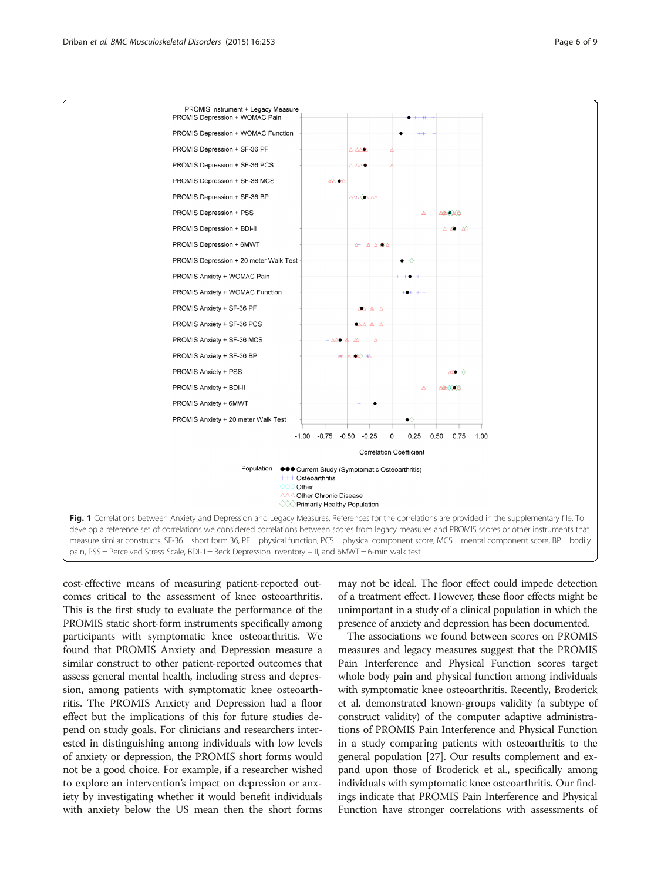PROMIS Instrument + Legacy Measure

PROMIS Depression + WOMAC Pain

PROMIS Depression + WOMAC Function

PROMIS Depression + SF-36 PF

PROMIS Depression + SF-36 PCS

PROMIS Depression + SF-36 MCS

PROMIS Depression + SF-36 BP

PROMIS Depression + PSS

PROMIS Depression + BDI-II

PROMIS Depression + 6MWT

PROMIS Depression + 20 meter Walk Test

PROMIS Anxiety + WOMAC Pain

PROMIS Anxiety + WOMAC Function

PROMIS Anxiety + SF-36 PF

PROMIS Anxiety + SF-36 PCS

PROMIS Anxiety + SF-36 MCS

PROMIS Anxiety + SF-36 BP

PROMIS Anxiety + PSS

PROMIS Anxiety + BDI-II

PROMIS Anxiety + 6MWT

PROMIS Anxiety + 20 meter Walk Test

-1.00 -0.75 -0.50 -0.25 0 0.25 0.50 0.75 1.00

Correlation Coefficient

Population ●●● Current Study (Symptomatic Osteoarthritis) +++ Osteoarthritis ○○○ Other △△△ Other Chronic Disease ◇◇◇ Primarily Healthy Population

**Fig. 1** Correlations between Anxiety and Depression and Legacy Measures. References for the correlations are provided in the supplementary file. To develop a reference set of correlations we considered correlations between scores from legacy measures and PROMIS scores or other instruments that measure similar constructs. SF-36 = short form 36, PF = physical function, PCS = physical component score, MCS = mental component score, BP = bodily pain, PSS = Perceived Stress Scale, BDI-II = Beck Depression Inventory – II, and 6MWT = 6-min walk test

cost-effective means of measuring patient-reported outcomes critical to the assessment of knee osteoarthritis. This is the first study to evaluate the performance of the PROMIS static short-form instruments specifically among participants with symptomatic knee osteoarthritis. We found that PROMIS Anxiety and Depression measure a similar construct to other patient-reported outcomes that assess general mental health, including stress and depression, among patients with symptomatic knee osteoarthritis. The PROMIS Anxiety and Depression had a floor effect but the implications of this for future studies depend on study goals. For clinicians and researchers interested in distinguishing among individuals with low levels of anxiety or depression, the PROMIS short forms would not be a good choice. For example, if a researcher wished to explore an intervention's impact on depression or anxiety by investigating whether it would benefit individuals with anxiety below the US mean then the short forms may not be ideal. The floor effect could impede detection of a treatment effect. However, these floor effects might be unimportant in a study of a clinical population in which the presence of anxiety and depression has been documented.

The associations we found between scores on PROMIS measures and legacy measures suggest that the PROMIS Pain Interference and Physical Function scores target whole body pain and physical function among individuals with symptomatic knee osteoarthritis. Recently, Broderick et al. demonstrated known-groups validity (a subtype of construct validity) of the computer adaptive administrations of PROMIS Pain Interference and Physical Function in a study comparing patients with osteoarthritis to the general population [27]. Our results complement and expand upon those of Broderick et al., specifically among individuals with symptomatic knee osteoarthritis. Our findings indicate that PROMIS Pain Interference and Physical Function have stronger correlations with assessments of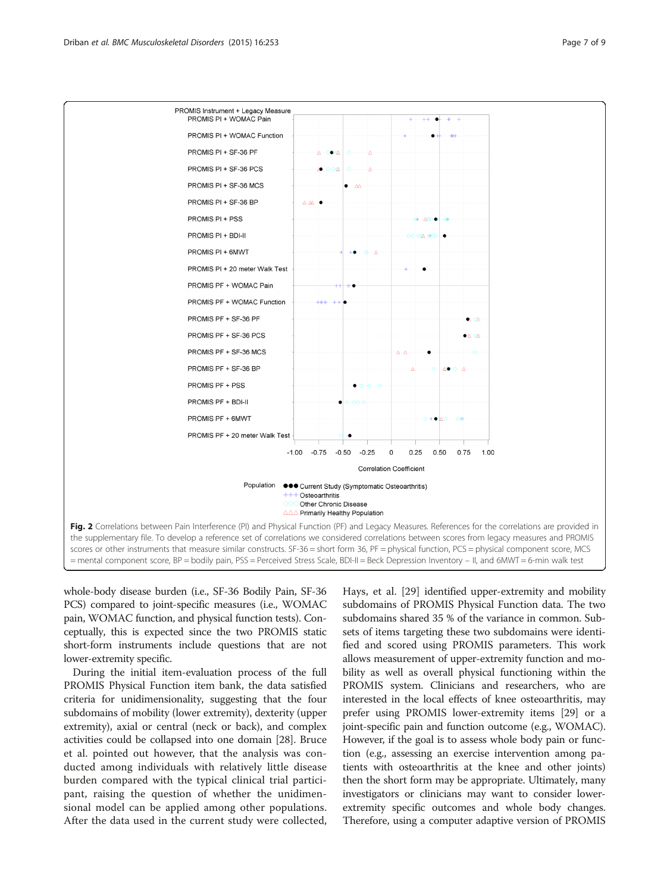PROMIS Instrument + Legacy Measure

PROMIS PI + WOMAC Pain

PROMIS PI + WOMAC Function

PROMIS PI + SF-36 PF

PROMIS PI + SF-36 PCS

PROMIS PI + SF-36 MCS

PROMIS PI + SF-36 BP

PROMIS PI + PSS

PROMIS PI + BDI-II

PROMIS PI + 6MWT

PROMIS PI + 20 meter Walk Test

PROMIS PF + WOMAC Pain

PROMIS PF + WOMAC Function

PROMIS PF + SF-36 PF

PROMIS PF + SF-36 PCS

PROMIS PF + SF-36 MCS

PROMIS PF + SF-36 BP

PROMIS PF + PSS

PROMIS PF + BDI-II

PROMIS PF + 6MWT

PROMIS PF + 20 meter Walk Test

-1.00 -0.75 -0.50 -0.25 0 0.25 0.50 0.75 1.00

Correlation Coefficient

Population ●●● Current Study (Symptomatic Osteoarthritis)
+++ Osteoarthritis
○○○ Other Chronic Disease
△△△ Primarily Healthy Population

**Fig. 2** Correlations between Pain Interference (PI) and Physical Function (PF) and Legacy Measures. References for the correlations are provided in the supplementary file. To develop a reference set of correlations we considered correlations between scores from legacy measures and PROMIS scores or other instruments that measure similar constructs. SF-36 = short form 36, PF = physical function, PCS = physical component score, MCS = mental component score, BP = bodily pain, PSS = Perceived Stress Scale, BDI-II = Beck Depression Inventory – II, and 6MWT = 6-min walk test

whole-body disease burden (i.e., SF-36 Bodily Pain, SF-36 PCS) compared to joint-specific measures (i.e., WOMAC pain, WOMAC function, and physical function tests). Conceptually, this is expected since the two PROMIS static short-form instruments include questions that are not lower-extremity specific.

During the initial item-evaluation process of the full PROMIS Physical Function item bank, the data satisfied criteria for unidimensionality, suggesting that the four subdomains of mobility (lower extremity), dexterity (upper extremity), axial or central (neck or back), and complex activities could be collapsed into one domain [28]. Bruce et al. pointed out however, that the analysis was conducted among individuals with relatively little disease burden compared with the typical clinical trial participant, raising the question of whether the unidimensional model can be applied among other populations. After the data used in the current study were collected, Hays, et al. [29] identified upper-extremity and mobility subdomains of PROMIS Physical Function data. The two subdomains shared 35 % of the variance in common. Subsets of items targeting these two subdomains were identified and scored using PROMIS parameters. This work allows measurement of upper-extremity function and mobility as well as overall physical functioning within the PROMIS system. Clinicians and researchers, who are interested in the local effects of knee osteoarthritis, may prefer using PROMIS lower-extremity items [29] or a joint-specific pain and function outcome (e.g., WOMAC). However, if the goal is to assess whole body pain or function (e.g., assessing an exercise intervention among patients with osteoarthritis at the knee and other joints) then the short form may be appropriate. Ultimately, many investigators or clinicians may want to consider lower-extremity specific outcomes and whole body changes. Therefore, using a computer adaptive version of PROMIS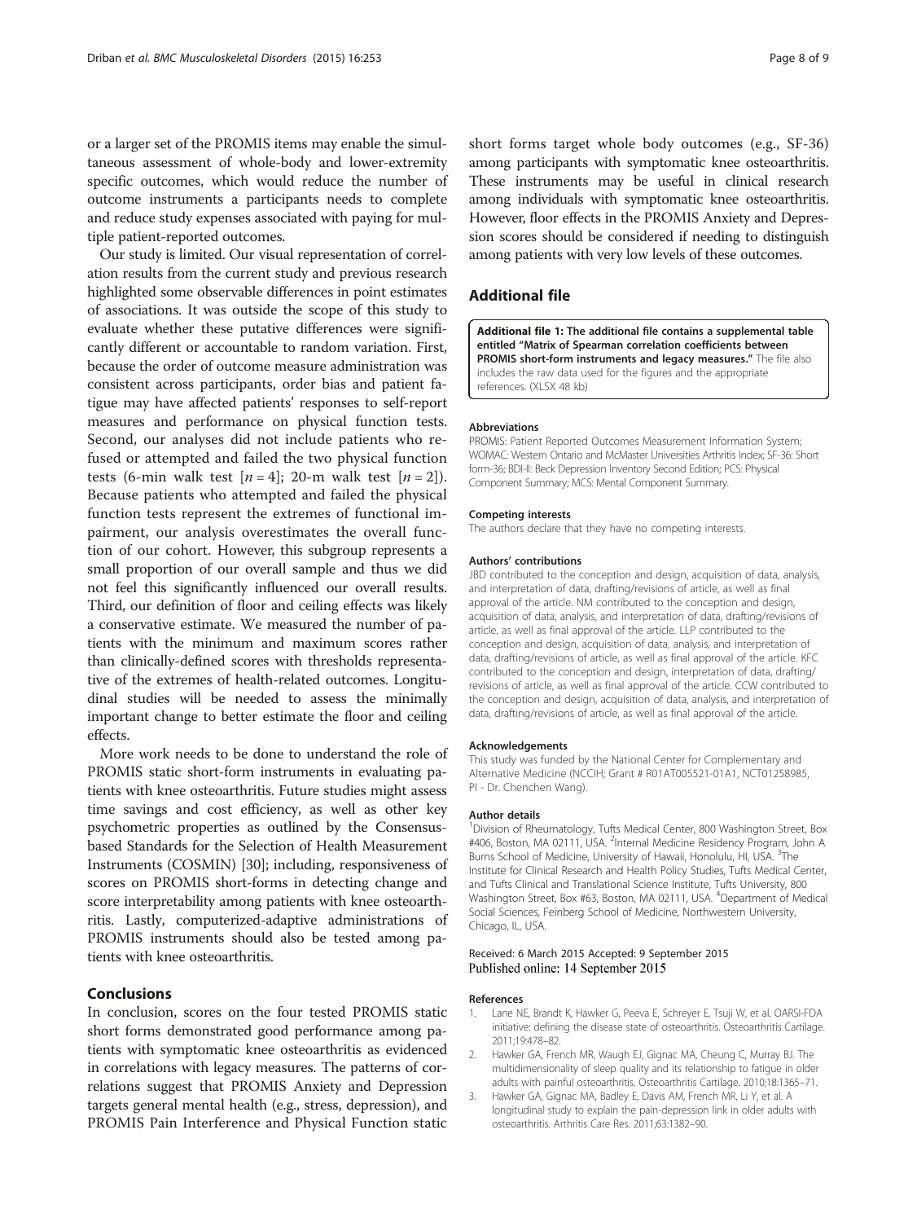or a larger set of the PROMIS items may enable the simultaneous assessment of whole-body and lower-extremity specific outcomes, which would reduce the number of outcome instruments a participants needs to complete and reduce study expenses associated with paying for multiple patient-reported outcomes.

Our study is limited. Our visual representation of correlation results from the current study and previous research highlighted some observable differences in point estimates of associations. It was outside the scope of this study to evaluate whether these putative differences were significantly different or accountable to random variation. First, because the order of outcome measure administration was consistent across participants, order bias and patient fatigue may have affected patients' responses to self-report measures and performance on physical function tests. Second, our analyses did not include patients who refused or attempted and failed the two physical function tests (6-min walk test [$n = 4$]; 20-m walk test [$n = 2$]). Because patients who attempted and failed the physical function tests represent the extremes of functional impairment, our analysis overestimates the overall function of our cohort. However, this subgroup represents a small proportion of our overall sample and thus we did not feel this significantly influenced our overall results. Third, our definition of floor and ceiling effects was likely a conservative estimate. We measured the number of patients with the minimum and maximum scores rather than clinically-defined scores with thresholds representative of the extremes of health-related outcomes. Longitudinal studies will be needed to assess the minimally important change to better estimate the floor and ceiling effects.

More work needs to be done to understand the role of PROMIS static short-form instruments in evaluating patients with knee osteoarthritis. Future studies might assess time savings and cost efficiency, as well as other key psychometric properties as outlined by the Consensus-based Standards for the Selection of Health Measurement Instruments (COSMIN) [30]; including, responsiveness of scores on PROMIS short-forms in detecting change and score interpretability among patients with knee osteoarthritis. Lastly, computerized-adaptive administrations of PROMIS instruments should also be tested among patients with knee osteoarthritis.

## Conclusions

In conclusion, scores on the four tested PROMIS static short forms demonstrated good performance among patients with symptomatic knee osteoarthritis as evidenced in correlations with legacy measures. The patterns of correlations suggest that PROMIS Anxiety and Depression targets general mental health (e.g., stress, depression), and PROMIS Pain Interference and Physical Function static short forms target whole body outcomes (e.g., SF-36) among participants with symptomatic knee osteoarthritis. These instruments may be useful in clinical research among individuals with symptomatic knee osteoarthritis. However, floor effects in the PROMIS Anxiety and Depression scores should be considered if needing to distinguish among patients with very low levels of these outcomes.

## Additional file

**Additional file 1: The additional file contains a supplemental table entitled "Matrix of Spearman correlation coefficients between PROMIS short-form instruments and legacy measures."** The file also includes the raw data used for the figures and the appropriate references. (XLSX 48 kb)

#### Abbreviations

PROMIS: Patient Reported Outcomes Measurement Information System; WOMAC: Western Ontario and McMaster Universities Arthritis Index; SF-36: Short form-36; BDI-II: Beck Depression Inventory Second Edition; PCS: Physical Component Summary; MCS: Mental Component Summary.

#### Competing interests

The authors declare that they have no competing interests.

#### Authors' contributions

JBD contributed to the conception and design, acquisition of data, analysis, and interpretation of data, drafting/revisions of article, as well as final approval of the article. NM contributed to the conception and design, acquisition of data, analysis, and interpretation of data, drafting/revisions of article, as well as final approval of the article. LLP contributed to the conception and design, acquisition of data, analysis, and interpretation of data, drafting/revisions of article, as well as final approval of the article. KFC contributed to the conception and design, interpretation of data, drafting/revisions of article, as well as final approval of the article. CCW contributed to the conception and design, acquisition of data, analysis, and interpretation of data, drafting/revisions of article, as well as final approval of the article.

#### Acknowledgements

This study was funded by the National Center for Complementary and Alternative Medicine (NCCIH; Grant # R01AT005521-01A1, NCT01258985, PI - Dr. Chenchen Wang).

#### Author details

[1]Division of Rheumatology, Tufts Medical Center, 800 Washington Street, Box #406, Boston, MA 02111, USA. [2]Internal Medicine Residency Program, John A Burns School of Medicine, University of Hawaii, Honolulu, HI, USA. [3]The Institute for Clinical Research and Health Policy Studies, Tufts Medical Center, and Tufts Clinical and Translational Science Institute, Tufts University, 800 Washington Street, Box #63, Boston, MA 02111, USA. [4]Department of Medical Social Sciences, Feinberg School of Medicine, Northwestern University, Chicago, IL, USA.

Received: 6 March 2015 Accepted: 9 September 2015
Published online: 14 September 2015

#### References

1. Lane NE, Brandt K, Hawker G, Peeva E, Schreyer E, Tsuji W, et al. OARSI-FDA initiative: defining the disease state of osteoarthritis. Osteoarthritis Cartilage. 2011;19:478–82.
2. Hawker GA, French MR, Waugh EJ, Gignac MA, Cheung C, Murray BJ. The multidimensionality of sleep quality and its relationship to fatigue in older adults with painful osteoarthritis. Osteoarthritis Cartilage. 2010;18:1365–71.
3. Hawker GA, Gignac MA, Badley E, Davis AM, French MR, Li Y, et al. A longitudinal study to explain the pain-depression link in older adults with osteoarthritis. Arthritis Care Res. 2011;63:1382–90.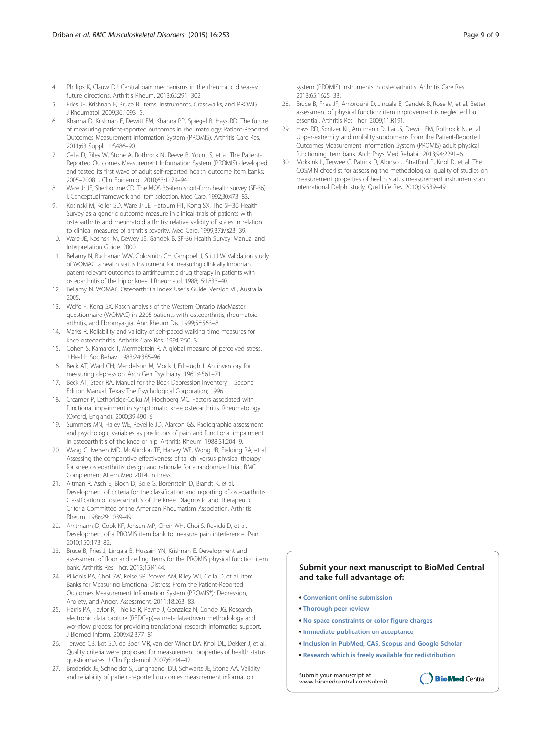4. Phillips K, Clauw DJ. Central pain mechanisms in the rheumatic diseases: future directions. Arthritis Rheum. 2013;65:291–302.
5. Fries JF, Krishnan E, Bruce B. Items, Instruments, Crosswalks, and PROMIS. J Rheumatol. 2009;36:1093–5.
6. Khanna D, Krishnan E, Dewitt EM, Khanna PP, Spiegel B, Hays RD. The future of measuring patient-reported outcomes in rheumatology: Patient-Reported Outcomes Measurement Information System (PROMIS). Arthritis Care Res. 2011;63 Suppl 11:S486–90.
7. Cella D, Riley W, Stone A, Rothrock N, Reeve B, Yount S, et al. The Patient-Reported Outcomes Measurement Information System (PROMIS) developed and tested its first wave of adult self-reported health outcome item banks: 2005–2008. J Clin Epidemiol. 2010;63:1179–94.
8. Ware Jr JE, Sherbourne CD. The MOS 36-item short-form health survey (SF-36). I. Conceptual framework and item selection. Med Care. 1992;30:473–83.
9. Kosinski M, Keller SD, Ware Jr JE, Hatoum HT, Kong SX. The SF-36 Health Survey as a generic outcome measure in clinical trials of patients with osteoarthritis and rheumatoid arthritis: relative validity of scales in relation to clinical measures of arthritis severity. Med Care. 1999;37:Ms23–39.
10. Ware JE, Kosinski M, Dewey JE, Gandek B. SF-36 Health Survey: Manual and Interpretation Guide. 2000.
11. Bellamy N, Buchanan WW, Goldsmith CH, Campbell J, Stitt LW. Validation study of WOMAC: a health status instrument for measuring clinically important patient relevant outcomes to antirheumatic drug therapy in patients with osteoarthritis of the hip or knee. J Rheumatol. 1988;15:1833–40.
12. Bellamy N. WOMAC Osteoarthritis Index User's Guide. Version VII, Australia. 2005.
13. Wolfe F, Kong SX. Rasch analysis of the Western Ontario MacMaster questionnaire (WOMAC) in 2205 patients with osteoarthritis, rheumatoid arthritis, and fibromyalgia. Ann Rheum Dis. 1999;58:563–8.
14. Marks R. Reliability and validity of self-paced walking time measures for knee osteoarthritis. Arthritis Care Res. 1994;7:50–3.
15. Cohen S, Kamarck T, Mermelstein R. A global measure of perceived stress. J Health Soc Behav. 1983;24:385–96.
16. Beck AT, Ward CH, Mendelson M, Mock J, Erbaugh J. An inventory for measuring depression. Arch Gen Psychiatry. 1961;4:561–71.
17. Beck AT, Steer RA. Manual for the Beck Depression Inventory – Second Edition Manual. Texas: The Psychological Corporation; 1996.
18. Creamer P, Lethbridge-Cejku M, Hochberg MC. Factors associated with functional impairment in symptomatic knee osteoarthritis. Rheumatology (Oxford, England). 2000;39:490–6.
19. Summers MN, Haley WE, Reveille JD, Alarcon GS. Radiographic assessment and psychologic variables as predictors of pain and functional impairment in osteoarthritis of the knee or hip. Arthritis Rheum. 1988;31:204–9.
20. Wang C, Iversen MD, McAlindon TE, Harvey WF, Wong JB, Fielding RA, et al. Assessing the comparative effectiveness of tai chi versus physical therapy for knee osteoarthritis: design and rationale for a randomized trial. BMC Complement Altern Med 2014. In Press.
21. Altman R, Asch E, Bloch D, Bole G, Borenstein D, Brandt K, et al. Development of criteria for the classification and reporting of osteoarthritis. Classification of osteoarthritis of the knee. Diagnostic and Therapeutic Criteria Committee of the American Rheumatism Association. Arthritis Rheum. 1986;29:1039–49.
22. Amtmann D, Cook KF, Jensen MP, Chen WH, Choi S, Revicki D, et al. Development of a PROMIS item bank to measure pain interference. Pain. 2010;150:173–82.
23. Bruce B, Fries J, Lingala B, Hussain YN, Krishnan E. Development and assessment of floor and ceiling items for the PROMIS physical function item bank. Arthritis Res Ther. 2013;15:R144.
24. Pilkonis PA, Choi SW, Reise SP, Stover AM, Riley WT, Cella D, et al. Item Banks for Measuring Emotional Distress From the Patient-Reported Outcomes Measurement Information System (PROMIS®): Depression, Anxiety, and Anger. Assessment. 2011;18:263–83.
25. Harris PA, Taylor R, Thielke R, Payne J, Gonzalez N, Conde JG. Research electronic data capture (REDCap)–a metadata-driven methodology and workflow process for providing translational research informatics support. J Biomed Inform. 2009;42:377–81.
26. Terwee CB, Bot SD, de Boer MR, van der Windt DA, Knol DL, Dekker J, et al. Quality criteria were proposed for measurement properties of health status questionnaires. J Clin Epidemiol. 2007;60:34–42.
27. Broderick JE, Schneider S, Junghaenel DU, Schwartz JE, Stone AA. Validity and reliability of patient-reported outcomes measurement information system (PROMIS) instruments in osteoarthritis. Arthritis Care Res. 2013;65:1625–33.
28. Bruce B, Fries JF, Ambrosini D, Lingala B, Gandek B, Rose M, et al. Better assessment of physical function: item improvement is neglected but essential. Arthritis Res Ther. 2009;11:R191.
29. Hays RD, Spritzer KL, Amtmann D, Lai JS, Dewitt EM, Rothrock N, et al. Upper-extremity and mobility subdomains from the Patient-Reported Outcomes Measurement Information System (PROMIS) adult physical functioning item bank. Arch Phys Med Rehabil. 2013;94:2291–6.
30. Mokkink L, Terwee C, Patrick D, Alonso J, Stratford P, Knol D, et al. The COSMIN checklist for assessing the methodological quality of studies on measurement properties of health status measurement instruments: an international Delphi study. Qual Life Res. 2010;19:539–49.

**Submit your next manuscript to BioMed Central and take full advantage of:**

- Convenient online submission
- Thorough peer review
- No space constraints or color figure charges
- Immediate publication on acceptance
- Inclusion in PubMed, CAS, Scopus and Google Scholar
- Research which is freely available for redistribution

Submit your manuscript at www.biomedcentral.com/submit

BioMed Central